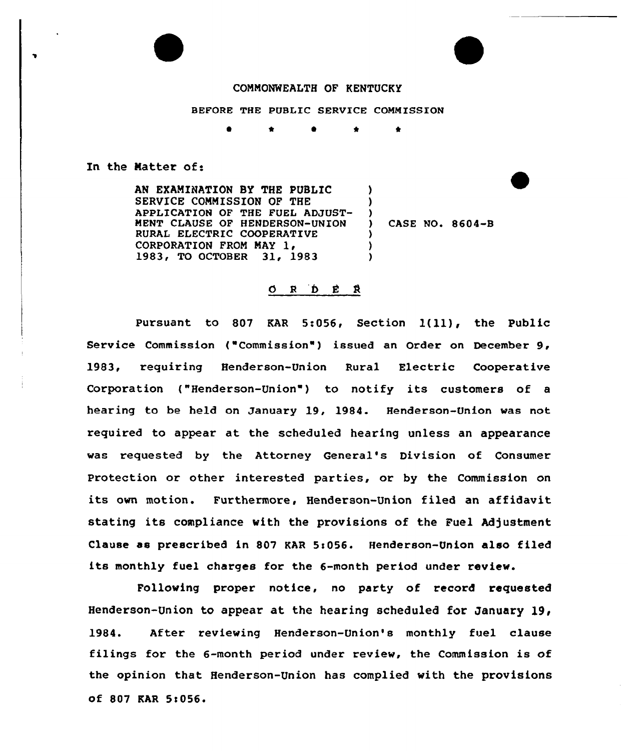COMMONWEALTH OF KENTUCKY

BEFORE THE PUBLIC SERVICE COMMISSION

\* \* \* \* \*

In the Matter of:

AN EXAMINATION BY THE PUBLIC SERVICE COMMISSION OF THE APPLICATION OF THE FUEL ADJUSTMENT CLAUSE OF HENDERSON-UNION RURAL ELECTRIC COOPERATIVE CORPORATION FROM MAY 1, 1983, TO OCTOBER 31, 1983 ) CASE NO. 8604-B

O R D E R

Pursuant to 807 KAR 5:056, Section 1(11), the Public Service Commission ("Commission") issued an Order on December 9, 1983, requiring Henderson-Union Rural Electric Cooperative Corporation ("Henderson-Union") to notify its customers of a hearing to be held on January 19, 1984. Henderson-Union was not required to appear at the scheduled hearing unless an appearance was requested by the Attorney General's Division of Consumer Protection or other interested parties, or by the Commission on its own motion. Furthermore, Henderson-Union filed an affidavit stating its compliance with the provisions of the Fuel Adjustment Clause as prescribed in 807 KAR 5:056. Henderson-Union also filed its monthly fuel charges for the 6-month period under review.

Following proper notice, no party of record requested Henderson-Union to appear at the hearing scheduled for January 19, 1984. After reviewing Henderson-Union's monthly fuel clause filings for the 6-month period under review, the Commission is of the opinion that Henderson-Union has complied with the provisions of 807 KAR 5:056.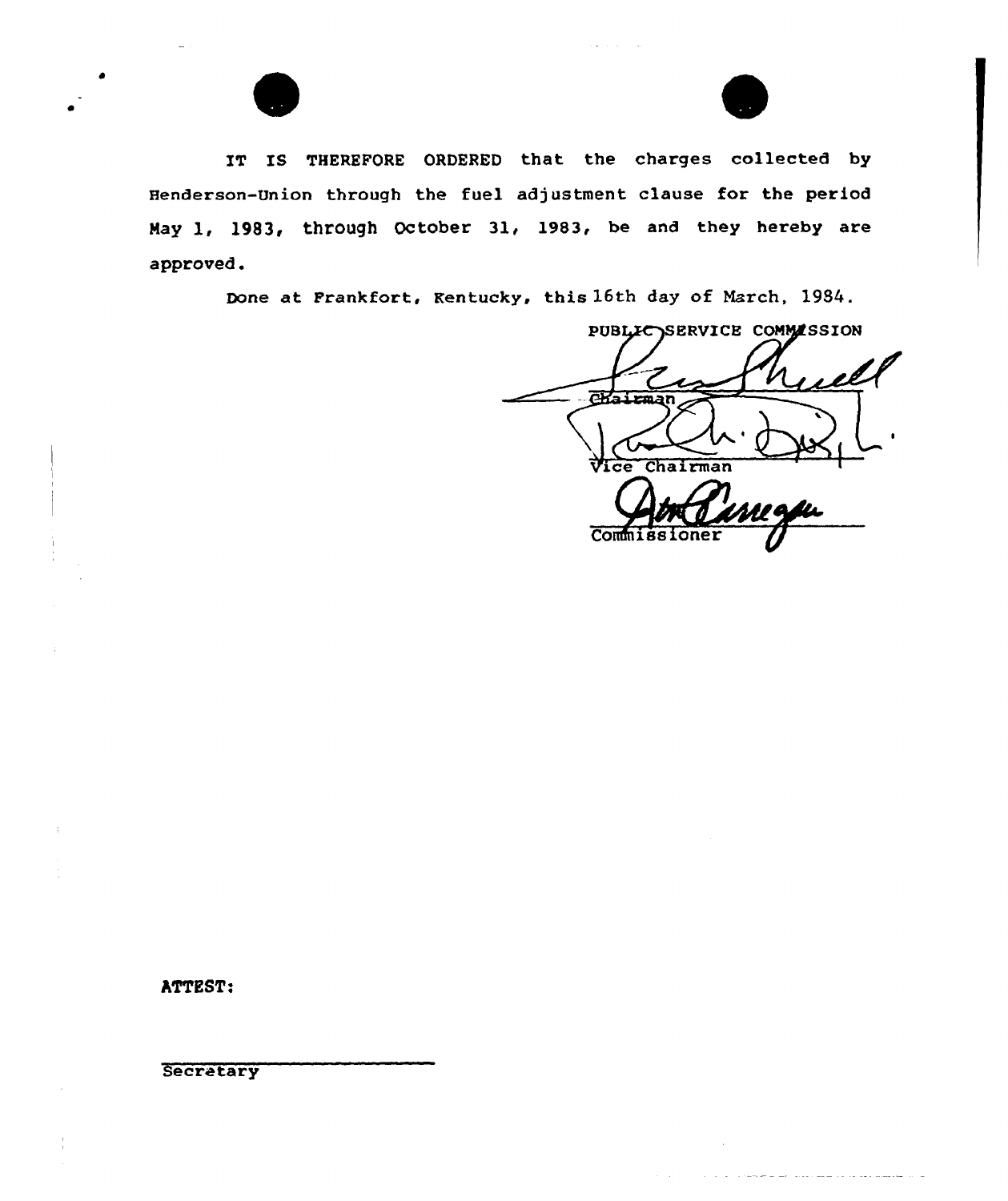IT IS THEREFORE ORDERED that the charges collected by Henderson-Union through the fuel adjustment clause for the period May 1, 1983, through October 31, 1983, be and they hereby are approved.

Done at Frankfort, Kentucky, this 16th day of March, 1984.

PUBLIC SERVICE COMMISSION

Chairman

Vice Chairman

Commissioner

ATTEST:

Secretary